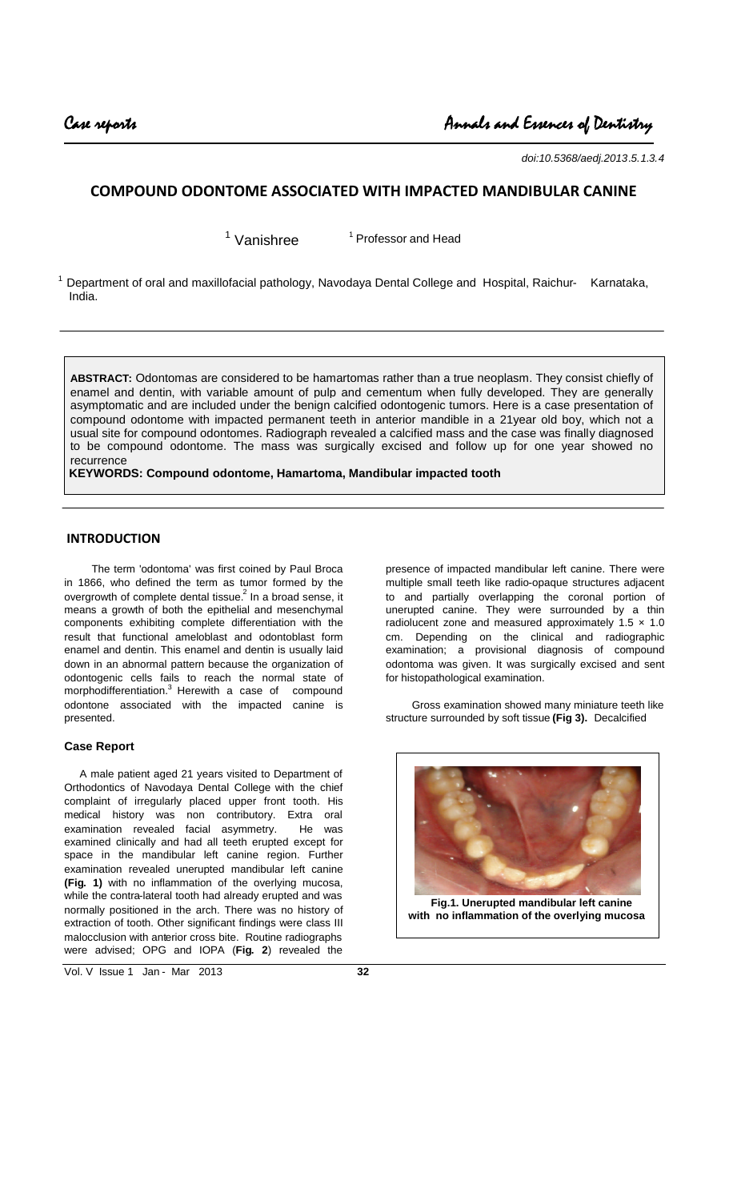*doi:10.5368/aedj.2013.5.1.3.4*

# COMPOUND ODONTOME ASSOCIATED WITH IMPACTED MANDIBULAR CANINE

[1] Vanishree [1] Professor and Head

[1] Department of oral and maxillofacial pathology, Navodaya Dental College and Hospital, Raichur- Karnataka, India.

**ABSTRACT:** Odontomas are considered to be hamartomas rather than a true neoplasm. They consist chiefly of enamel and dentin, with variable amount of pulp and cementum when fully developed. They are generally asymptomatic and are included under the benign calcified odontogenic tumors. Here is a case presentation of compound odontome with impacted permanent teeth in anterior mandible in a 21year old boy, which not a usual site for compound odontomes. Radiograph revealed a calcified mass and the case was finally diagnosed to be compound odontome. The mass was surgically excised and follow up for one year showed no recurrence

**KEYWORDS: Compound odontome, Hamartoma, Mandibular impacted tooth**

## INTRODUCTION

The term 'odontoma' was first coined by Paul Broca in 1866, who defined the term as tumor formed by the overgrowth of complete dental tissue.[2] In a broad sense, it means a growth of both the epithelial and mesenchymal components exhibiting complete differentiation with the result that functional ameloblast and odontoblast form enamel and dentin. This enamel and dentin is usually laid down in an abnormal pattern because the organization of odontogenic cells fails to reach the normal state of morphodifferentiation.[3] Herewith a case of compound odontome associated with the impacted canine is presented.

### Case Report

A male patient aged 21 years visited to Department of Orthodontics of Navodaya Dental College with the chief complaint of irregularly placed upper front tooth. His medical history was non contributory. Extra oral examination revealed facial asymmetry. He was examined clinically and had all teeth erupted except for space in the mandibular left canine region. Further examination revealed unerupted mandibular left canine **(Fig. 1)** with no inflammation of the overlying mucosa, while the contra-lateral tooth had already erupted and was normally positioned in the arch. There was no history of extraction of tooth. Other significant findings were class III malocclusion with anterior cross bite. Routine radiographs were advised; OPG and IOPA (**Fig. 2**) revealed the presence of impacted mandibular left canine. There were multiple small teeth like radio-opaque structures adjacent to and partially overlapping the coronal portion of unerupted canine. They were surrounded by a thin radiolucent zone and measured approximately 1.5 × 1.0 cm. Depending on the clinical and radiographic examination; a provisional diagnosis of compound odontoma was given. It was surgically excised and sent for histopathological examination.

Gross examination showed many miniature teeth like structure surrounded by soft tissue **(Fig 3).** Decalcified

**Fig.1. Unerupted mandibular left canine with no inflammation of the overlying mucosa**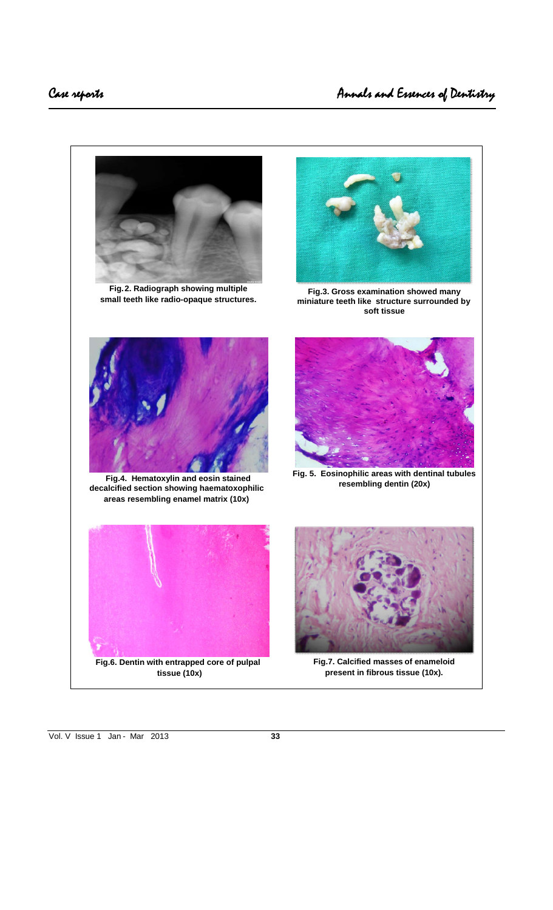Fig. 2. Radiograph showing multiple small teeth like radio-opaque structures.

Fig. 3. Gross examination showed many miniature teeth like structure surrounded by soft tissue

Fig. 4. Hematoxylin and eosin stained decalcified section showing haematoxophilic areas resembling enamel matrix (10x)

Fig. 5. Eosinophilic areas with dentinal tubules resembling dentin (20x)

Fig. 6. Dentin with entrapped core of pulpal tissue (10x)

Fig. 7. Calcified masses of enameloid present in fibrous tissue (10x).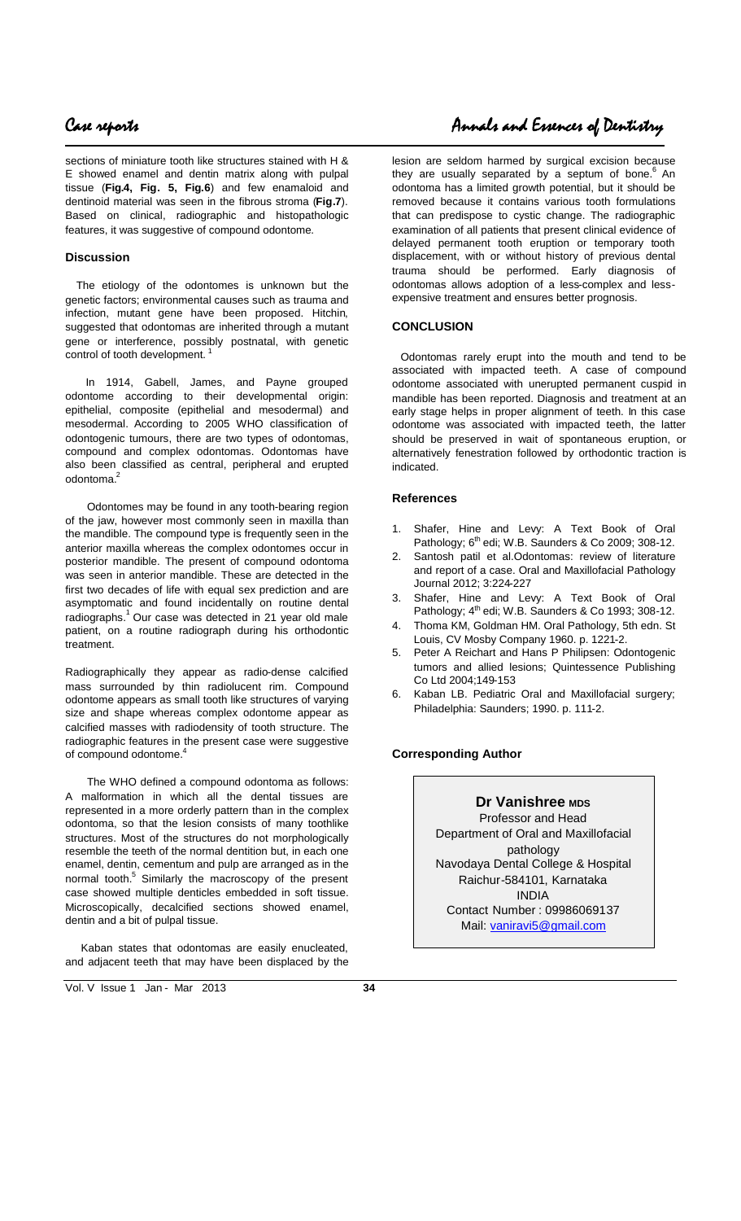sections of miniature tooth like structures stained with H & E showed enamel and dentin matrix along with pulpal tissue (**Fig.4, Fig. 5, Fig.6**) and few enamaloid and dentinoid material was seen in the fibrous stroma (**Fig.7**). Based on clinical, radiographic and histopathologic features, it was suggestive of compound odontome.

### Discussion

The etiology of the odontomes is unknown but the genetic factors; environmental causes such as trauma and infection, mutant gene have been proposed. Hitchin, suggested that odontomas are inherited through a mutant gene or interference, possibly postnatal, with genetic control of tooth development. [1]

In 1914, Gabell, James, and Payne grouped odontome according to their developmental origin: epithelial, composite (epithelial and mesodermal) and mesodermal. According to 2005 WHO classification of odontogenic tumours, there are two types of odontomas, compound and complex odontomas. Odontomas have also been classified as central, peripheral and erupted odontoma.[2]

Odontomes may be found in any tooth-bearing region of the jaw, however most commonly seen in maxilla than the mandible. The compound type is frequently seen in the anterior maxilla whereas the complex odontomes occur in posterior mandible. The present of compound odontoma was seen in anterior mandible. These are detected in the first two decades of life with equal sex prediction and are asymptomatic and found incidentally on routine dental radiographs.[1] Our case was detected in 21 year old male patient, on a routine radiograph during his orthodontic treatment.

Radiographically they appear as radio-dense calcified mass surrounded by thin radiolucent rim. Compound odontome appears as small tooth like structures of varying size and shape whereas complex odontome appear as calcified masses with radiodensity of tooth structure. The radiographic features in the present case were suggestive of compound odontome.[4]

The WHO defined a compound odontoma as follows: A malformation in which all the dental tissues are represented in a more orderly pattern than in the complex odontoma, so that the lesion consists of many toothlike structures. Most of the structures do not morphologically resemble the teeth of the normal dentition but, in each one enamel, dentin, cementum and pulp are arranged as in the normal tooth.[5] Similarly the macroscopy of the present case showed multiple denticles embedded in soft tissue. Microscopically, decalcified sections showed enamel, dentin and a bit of pulpal tissue.

Kaban states that odontomas are easily enucleated, and adjacent teeth that may have been displaced by the lesion are seldom harmed by surgical excision because they are usually separated by a septum of bone.[6] An odontoma has a limited growth potential, but it should be removed because it contains various tooth formulations that can predispose to cystic change. The radiographic examination of all patients that present clinical evidence of delayed permanent tooth eruption or temporary tooth displacement, with or without history of previous dental trauma should be performed. Early diagnosis of odontomas allows adoption of a less-complex and less-expensive treatment and ensures better prognosis.

### CONCLUSION

Odontomas rarely erupt into the mouth and tend to be associated with impacted teeth. A case of compound odontome associated with unerupted permanent cuspid in mandible has been reported. Diagnosis and treatment at an early stage helps in proper alignment of teeth. In this case odontome was associated with impacted teeth, the latter should be preserved in wait of spontaneous eruption, or alternatively fenestration followed by orthodontic traction is indicated.

### References

1. Shafer, Hine and Levy: A Text Book of Oral Pathology; 6th edi; W.B. Saunders & Co 2009; 308-12.
2. Santosh patil et al.Odontomas: review of literature and report of a case. Oral and Maxillofacial Pathology Journal 2012; 3:224-227
3. Shafer, Hine and Levy: A Text Book of Oral Pathology; 4th edi; W.B. Saunders & Co 1993; 308-12.
4. Thoma KM, Goldman HM. Oral Pathology, 5th edn. St Louis, CV Mosby Company 1960. p. 1221-2.
5. Peter A Reichart and Hans P Philipsen: Odontogenic tumors and allied lesions; Quintessence Publishing Co Ltd 2004;149-153
6. Kaban LB. Pediatric Oral and Maxillofacial surgery; Philadelphia: Saunders; 1990. p. 111-2.

### Corresponding Author

**Dr Vanishree MDS**
Professor and Head
Department of Oral and Maxillofacial pathology
Navodaya Dental College & Hospital
Raichur-584101, Karnataka
INDIA
Contact Number : 09986069137
Mail: vaniravi5@gmail.com